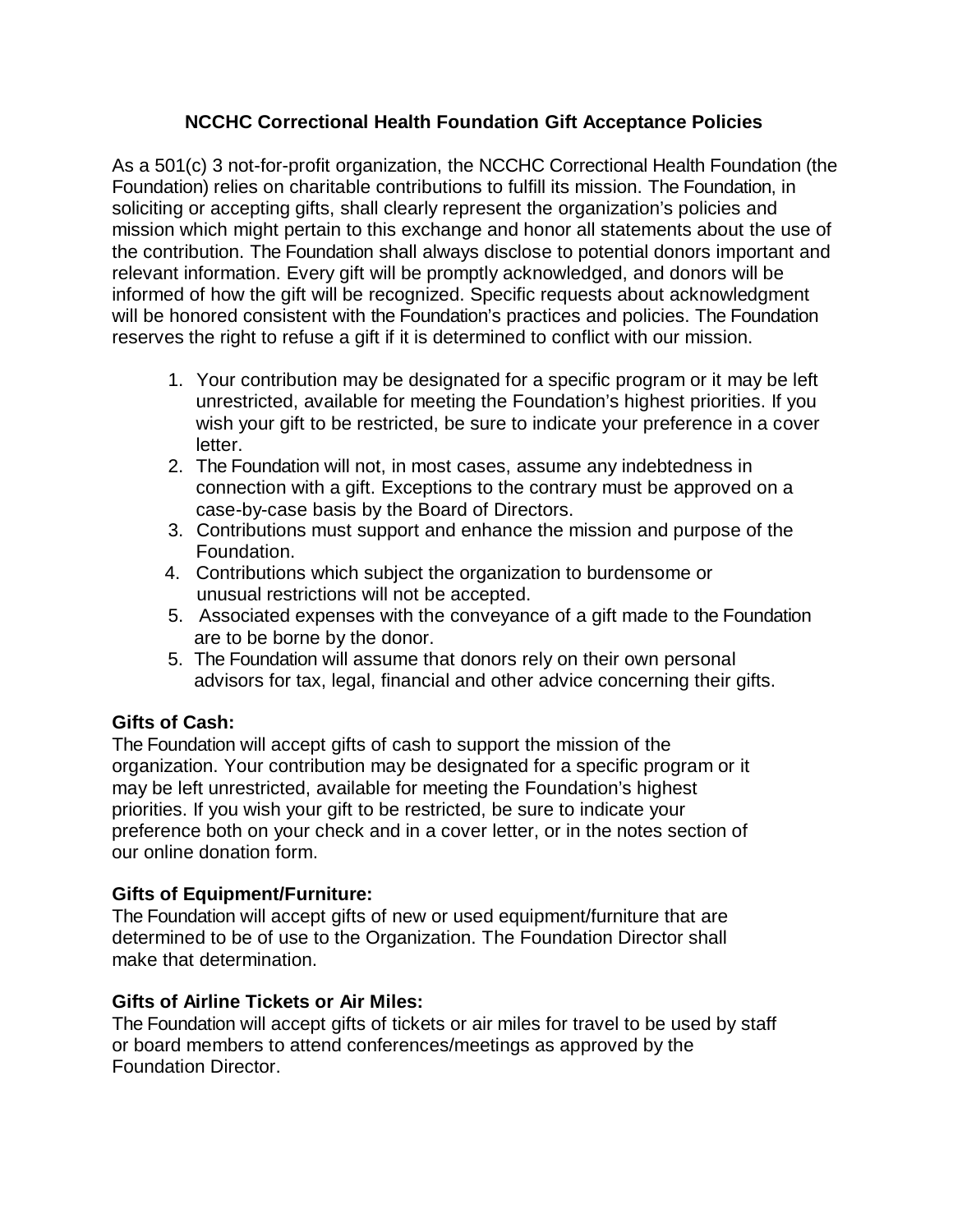# NCCHC Correctional Health Foundation Gift Acceptance Policies

As a 501(c) 3 not-for-profit organization, the NCCHC Correctional Health Foundation (the Foundation) relies on charitable contributions to fulfill its mission. The Foundation, in soliciting or accepting gifts, shall clearly represent the organization's policies and mission which might pertain to this exchange and honor all statements about the use of the contribution. The Foundation shall always disclose to potential donors important and relevant information. Every gift will be promptly acknowledged, and donors will be informed of how the gift will be recognized. Specific requests about acknowledgment will be honored consistent with the Foundation's practices and policies. The Foundation reserves the right to refuse a gift if it is determined to conflict with our mission.

1. Your contribution may be designated for a specific program or it may be left unrestricted, available for meeting the Foundation's highest priorities. If you wish your gift to be restricted, be sure to indicate your preference in a cover letter.
2. The Foundation will not, in most cases, assume any indebtedness in connection with a gift. Exceptions to the contrary must be approved on a case-by-case basis by the Board of Directors.
3. Contributions must support and enhance the mission and purpose of the Foundation.
4. Contributions which subject the organization to burdensome or unusual restrictions will not be accepted.
5. Associated expenses with the conveyance of a gift made to the Foundation are to be borne by the donor.
5. The Foundation will assume that donors rely on their own personal advisors for tax, legal, financial and other advice concerning their gifts.

**Gifts of Cash:**
The Foundation will accept gifts of cash to support the mission of the organization. Your contribution may be designated for a specific program or it may be left unrestricted, available for meeting the Foundation's highest priorities. If you wish your gift to be restricted, be sure to indicate your preference both on your check and in a cover letter, or in the notes section of our online donation form.

**Gifts of Equipment/Furniture:**
The Foundation will accept gifts of new or used equipment/furniture that are determined to be of use to the Organization. The Foundation Director shall make that determination.

**Gifts of Airline Tickets or Air Miles:**
The Foundation will accept gifts of tickets or air miles for travel to be used by staff or board members to attend conferences/meetings as approved by the Foundation Director.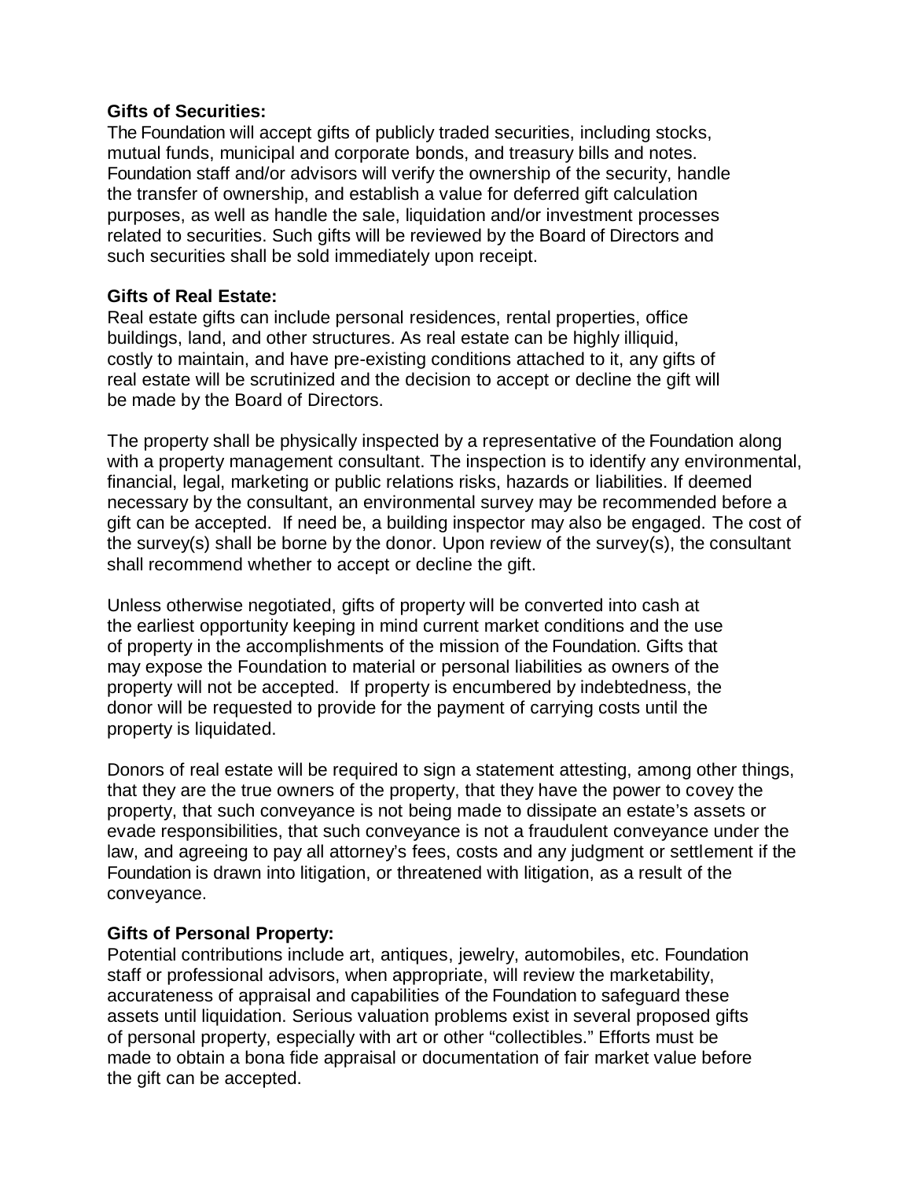**Gifts of Securities:**
The Foundation will accept gifts of publicly traded securities, including stocks, mutual funds, municipal and corporate bonds, and treasury bills and notes. Foundation staff and/or advisors will verify the ownership of the security, handle the transfer of ownership, and establish a value for deferred gift calculation purposes, as well as handle the sale, liquidation and/or investment processes related to securities. Such gifts will be reviewed by the Board of Directors and such securities shall be sold immediately upon receipt.

**Gifts of Real Estate:**
Real estate gifts can include personal residences, rental properties, office buildings, land, and other structures. As real estate can be highly illiquid, costly to maintain, and have pre-existing conditions attached to it, any gifts of real estate will be scrutinized and the decision to accept or decline the gift will be made by the Board of Directors.

The property shall be physically inspected by a representative of the Foundation along with a property management consultant. The inspection is to identify any environmental, financial, legal, marketing or public relations risks, hazards or liabilities. If deemed necessary by the consultant, an environmental survey may be recommended before a gift can be accepted. If need be, a building inspector may also be engaged. The cost of the survey(s) shall be borne by the donor. Upon review of the survey(s), the consultant shall recommend whether to accept or decline the gift.

Unless otherwise negotiated, gifts of property will be converted into cash at the earliest opportunity keeping in mind current market conditions and the use of property in the accomplishments of the mission of the Foundation. Gifts that may expose the Foundation to material or personal liabilities as owners of the property will not be accepted. If property is encumbered by indebtedness, the donor will be requested to provide for the payment of carrying costs until the property is liquidated.

Donors of real estate will be required to sign a statement attesting, among other things, that they are the true owners of the property, that they have the power to covey the property, that such conveyance is not being made to dissipate an estate's assets or evade responsibilities, that such conveyance is not a fraudulent conveyance under the law, and agreeing to pay all attorney's fees, costs and any judgment or settlement if the Foundation is drawn into litigation, or threatened with litigation, as a result of the conveyance.

**Gifts of Personal Property:**
Potential contributions include art, antiques, jewelry, automobiles, etc. Foundation staff or professional advisors, when appropriate, will review the marketability, accurateness of appraisal and capabilities of the Foundation to safeguard these assets until liquidation. Serious valuation problems exist in several proposed gifts of personal property, especially with art or other "collectibles." Efforts must be made to obtain a bona fide appraisal or documentation of fair market value before the gift can be accepted.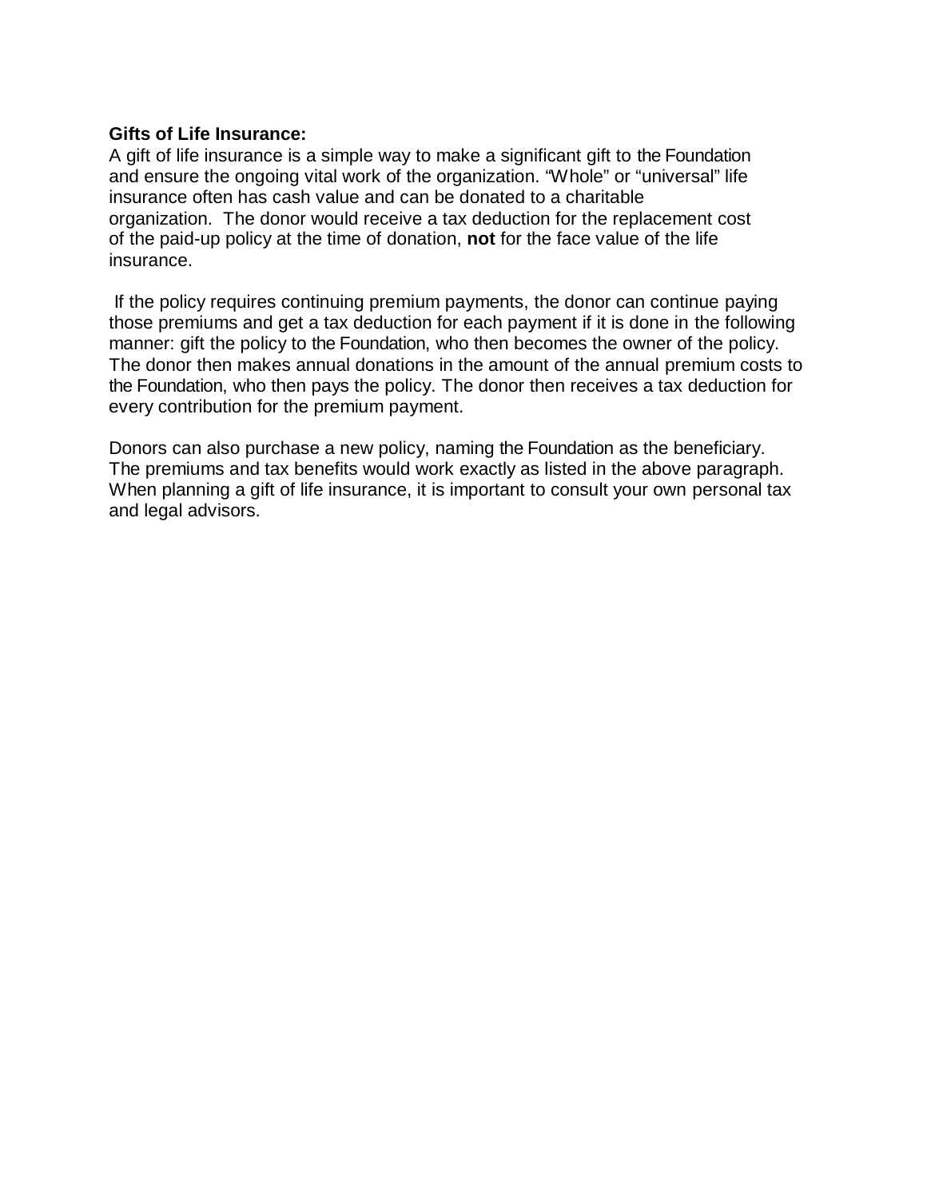**Gifts of Life Insurance:**

A gift of life insurance is a simple way to make a significant gift to the Foundation and ensure the ongoing vital work of the organization. "Whole" or "universal" life insurance often has cash value and can be donated to a charitable organization. The donor would receive a tax deduction for the replacement cost of the paid-up policy at the time of donation, **not** for the face value of the life insurance.

If the policy requires continuing premium payments, the donor can continue paying those premiums and get a tax deduction for each payment if it is done in the following manner: gift the policy to the Foundation, who then becomes the owner of the policy. The donor then makes annual donations in the amount of the annual premium costs to the Foundation, who then pays the policy. The donor then receives a tax deduction for every contribution for the premium payment.

Donors can also purchase a new policy, naming the Foundation as the beneficiary. The premiums and tax benefits would work exactly as listed in the above paragraph. When planning a gift of life insurance, it is important to consult your own personal tax and legal advisors.